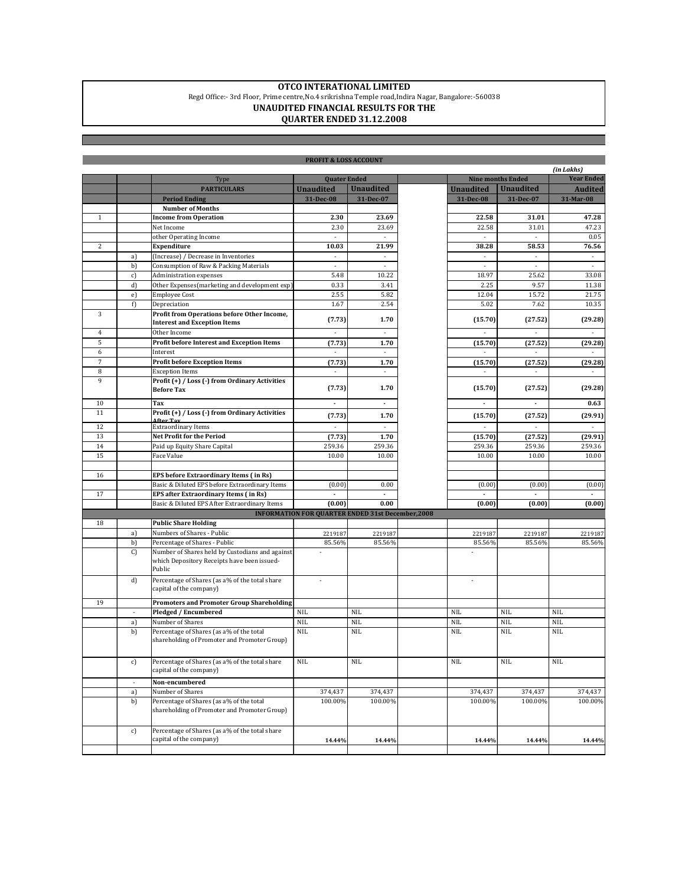# OTCO INTERATIONAL LIMITED

Regd Office:- 3rd Floor, Prime centre,No.4 srikrishna Temple road,Indira Nagar, Bangalore:-560038

## UNAUDITED FINANCIAL RESULTS FOR THE QUARTER ENDED 31.12.2008

### PROFIT & LOSS ACCOUNT

*(in Lakhs)*

| | | Type | Quater Ended | | | Nine months Ended | | Year Ended |
|---|---|---|---|---|---|---|---|---|
| | | **PARTICULARS** | **Unaudited** | **Unaudited** | | **Unaudited** | **Unaudited** | **Audited** |
| | | **Period Ending** | **31-Dec-08** | **31-Dec-07** | | **31-Dec-08** | **31-Dec-07** | **31-Mar-08** |
| | | **Number of Months** | | | | | | |
| 1 | | **Income from Operation** | **2.30** | **23.69** | | **22.58** | **31.01** | **47.28** |
| | | Net Income | 2.30 | 23.69 | | 22.58 | 31.01 | 47.23 |
| | | other Operating Income | - | - | | - | - | 0.05 |
| 2 | | **Expenditure** | **10.03** | **21.99** | | **38.28** | **58.53** | **76.56** |
| | a) | (Increase) / Decrease in Inventories | - | - | | - | - | - |
| | b) | Consumption of Raw & Packing Materials | - | - | | - | - | - |
| | c) | Administration expenses | 5.48 | 10.22 | | 18.97 | 25.62 | 33.08 |
| | d) | Other Expenses(marketing and development exp) | 0.33 | 3.41 | | 2.25 | 9.57 | 11.38 |
| | e) | Employee Cost | 2.55 | 5.82 | | 12.04 | 15.72 | 21.75 |
| | f) | Depreciation | 1.67 | 2.54 | | 5.02 | 7.62 | 10.35 |
| 3 | | **Profit from Operations before Other Income, Interest and Exception Items** | **(7.73)** | **1.70** | | **(15.70)** | **(27.52)** | **(29.28)** |
| 4 | | Other Income | - | - | | - | - | - |
| 5 | | **Profit before Interest and Exception Items** | **(7.73)** | **1.70** | | **(15.70)** | **(27.52)** | **(29.28)** |
| 6 | | Interest | - | - | | - | - | - |
| 7 | | **Profit before Exception Items** | **(7.73)** | **1.70** | | **(15.70)** | **(27.52)** | **(29.28)** |
| 8 | | Exception Items | - | - | | - | - | - |
| 9 | | **Profit (+) / Loss (-) from Ordinary Activities Before Tax** | **(7.73)** | **1.70** | | **(15.70)** | **(27.52)** | **(29.28)** |
| 10 | | **Tax** | **-** | **-** | | **-** | **-** | **0.63** |
| 11 | | **Profit (+) / Loss (-) from Ordinary Activities After Tax** | **(7.73)** | **1.70** | | **(15.70)** | **(27.52)** | **(29.91)** |
| 12 | | Extraordinary Items | - | - | | - | - | - |
| 13 | | **Net Profit for the Period** | **(7.73)** | **1.70** | | **(15.70)** | **(27.52)** | **(29.91)** |
| 14 | | Paid up Equity Share Capital | 259.36 | 259.36 | | 259.36 | 259.36 | 259.36 |
| 15 | | Face Value | 10.00 | 10.00 | | 10.00 | 10.00 | 10.00 |
| | | | | | | | | |
| 16 | | **EPS before Extraordinary Items ( in Rs)** | | | | | | |
| | | Basic & Diluted EPS before Extraordinary Items | (0.00) | 0.00 | | (0.00) | (0.00) | (0.00) |
| 17 | | **EPS after Extraordinary Items ( in Rs)** | - | - | | - | - | - |
| | | Basic & Diluted EPS After Extraordinary Items | **(0.00)** | **0.00** | | **(0.00)** | **(0.00)** | **(0.00)** |
| | | **INFORMATION FOR QUARTER ENDED 31st December,2008** | | | | | | |
| 18 | | **Public Share Holding** | | | | | | |
| | a) | Numbers of Shares - Public | 2219187 | 2219187 | | 2219187 | 2219187 | 2219187 |
| | b) | Percentage of Shares - Public | 85.56% | 85.56% | | 85.56% | 85.56% | 85.56% |
| | C) | Number of Shares held by Custodians and against which Depository Receipts have been issued-Public | - | | | - | | |
| | d) | Percentage of Shares (as a% of the total share capital of the company) | - | | | - | | |
| 19 | | **Promoters and Promoter Group Shareholding** | | | | | | |
| | - | **Pledged / Encumbered** | NIL | NIL | | NIL | NIL | NIL |
| | a) | Number of Shares | NIL | NIL | | NIL | NIL | NIL |
| | b) | Percentage of Shares (as a% of the total shareholding of Promoter and Promoter Group) | NIL | NIL | | NIL | NIL | NIL |
| | c) | Percentage of Shares (as a% of the total share capital of the company) | NIL | NIL | | NIL | NIL | NIL |
| | - | **Non-encumbered** | | | | | | |
| | a) | Number of Shares | 374,437 | 374,437 | | 374,437 | 374,437 | 374,437 |
| | b) | Percentage of Shares (as a% of the total shareholding of Promoter and Promoter Group) | 100.00% | 100.00% | | 100.00% | 100.00% | 100.00% |
| | c) | Percentage of Shares (as a% of the total share capital of the company) | **14.44%** | **14.44%** | | **14.44%** | **14.44%** | **14.44%** |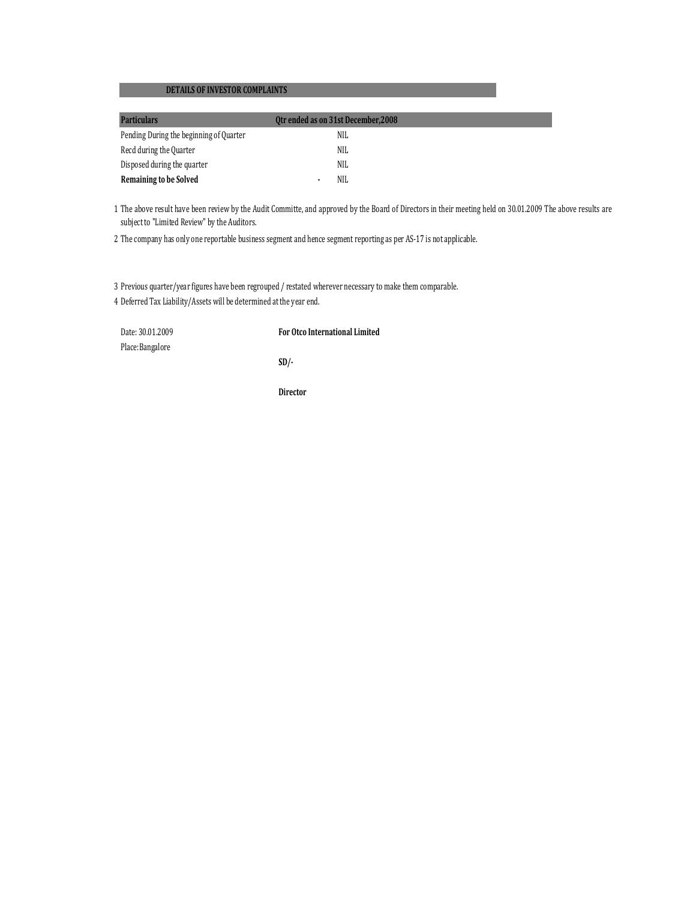## DETAILS OF INVESTOR COMPLAINTS

| Particulars | Qtr ended as on 31st December,2008 |
| --- | --- |
| Pending During the beginning of Quarter | NIL |
| Recd during the Quarter | NIL |
| Disposed during the quarter | NIL |
| **Remaining to be Solved** | - NIL |

1. The above result have been review by the Audit Committe, and approved by the Board of Directors in their meeting held on 30.01.2009 The above results are subject to "Limited Review" by the Auditors.
2. The company has only one reportable business segment and hence segment reporting as per AS-17 is not applicable.
3. Previous quarter/year figures have been regrouped / restated wherever necessary to make them comparable.
4. Deferred Tax Liability/Assets will be determined at the year end.

Date: 30.01.2009
Place: Bangalore

**For Otco International Limited**

**SD/-**

**Director**